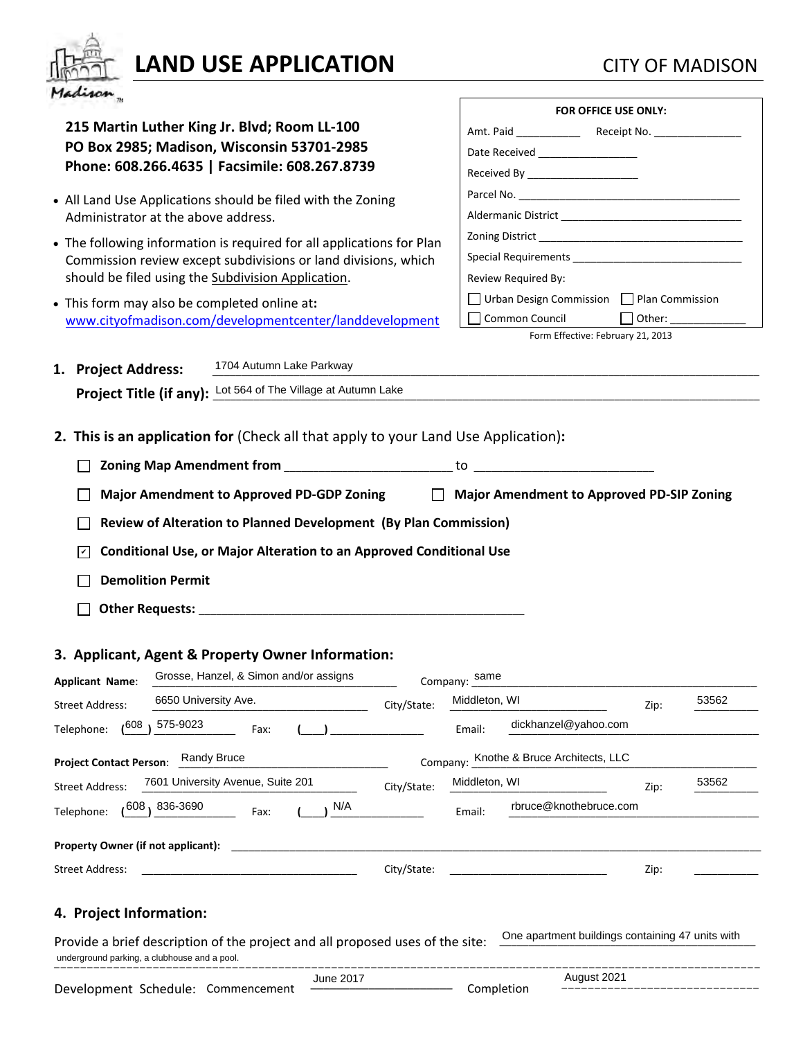# LAND USE APPLICATION

CITY OF MADISON

**215 Martin Luther King Jr. Blvd; Room LL-100**
**PO Box 2985; Madison, Wisconsin 53701-2985**
**Phone: 608.266.4635 | Facsimile: 608.267.8739**

- All Land Use Applications should be filed with the Zoning Administrator at the above address.
- The following information is required for all applications for Plan Commission review except subdivisions or land divisions, which should be filed using the Subdivision Application.
- This form may also be completed online at: www.cityofmadison.com/developmentcenter/landdevelopment

**FOR OFFICE USE ONLY:**

Amt. Paid __________ Receipt No. ______________

Date Received ________________

Received By __________________

Parcel No. ____________________________________

Aldermanic District ____________________________

Zoning District ________________________________

Special Requirements __________________________

Review Required By:

☐ Urban Design Commission ☐ Plan Commission

☐ Common Council ☐ Other: ____________

Form Effective: February 21, 2013

**1. Project Address:** 1704 Autumn Lake Parkway

**Project Title (if any):** Lot 564 of The Village at Autumn Lake

**2. This is an application for** (Check all that apply to your Land Use Application)**:**

☐ **Zoning Map Amendment from** ______________________ to ______________________

☐ **Major Amendment to Approved PD-GDP Zoning** ☐ **Major Amendment to Approved PD-SIP Zoning**

☐ **Review of Alteration to Planned Development (By Plan Commission)**

☑ **Conditional Use, or Major Alteration to an Approved Conditional Use**

☐ **Demolition Permit**

☐ **Other Requests:** ____________________________________________

**3. Applicant, Agent & Property Owner Information:**

**Applicant Name:** Grosse, Hanzel, & Simon and/or assigns Company: same

Street Address: 6650 University Ave. City/State: Middleton, WI Zip: 53562

Telephone: (608) 575-9023 Fax: (___) ____________ Email: dickhanzel@yahoo.com

**Project Contact Person:** Randy Bruce Company: Knothe & Bruce Architects, LLC

Street Address: 7601 University Avenue, Suite 201 City/State: Middleton, WI Zip: 53562

Telephone: (608) 836-3690 Fax: (___) N/A Email: rbruce@knothebruce.com

**Property Owner (if not applicant):** ________________________________________

Street Address: ______________________ City/State: ______________________ Zip: ________

**4. Project Information:**

Provide a brief description of the project and all proposed uses of the site: One apartment buildings containing 47 units with underground parking, a clubhouse and a pool.

Development Schedule: Commencement June 2017 Completion August 2021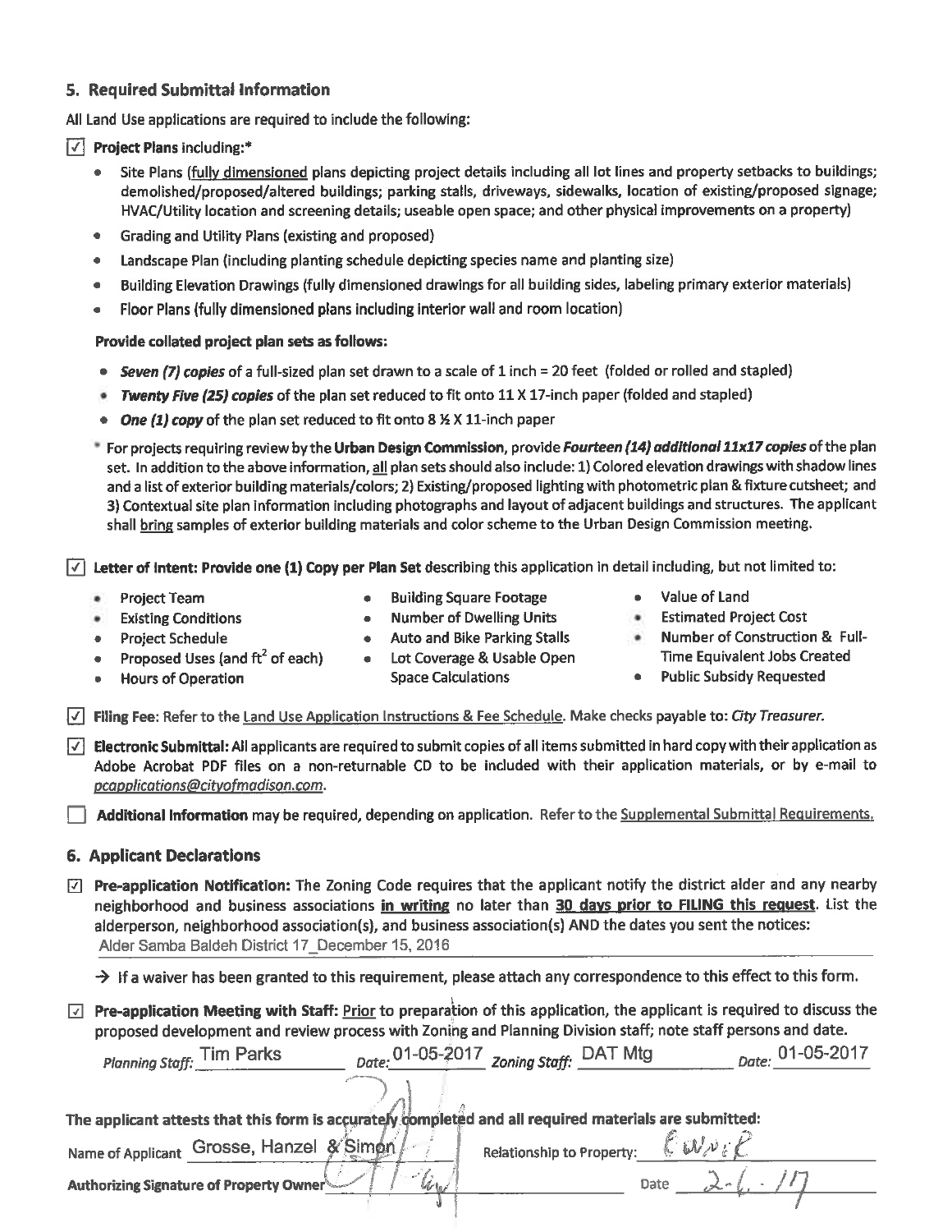## 5. Required Submittal Information

All Land Use applications are required to include the following:

☑ **Project Plans** including:*

- Site Plans (fully dimensioned plans depicting project details including all lot lines and property setbacks to buildings; demolished/proposed/altered buildings; parking stalls, driveways, sidewalks, location of existing/proposed signage; HVAC/Utility location and screening details; useable open space; and other physical improvements on a property)
- Grading and Utility Plans (existing and proposed)
- Landscape Plan (including planting schedule depicting species name and planting size)
- Building Elevation Drawings (fully dimensioned drawings for all building sides, labeling primary exterior materials)
- Floor Plans (fully dimensioned plans including interior wall and room location)

**Provide collated project plan sets as follows:**

- ***Seven (7) copies*** of a full-sized plan set drawn to a scale of 1 inch = 20 feet (folded or rolled and stapled)
- ***Twenty Five (25) copies*** of the plan set reduced to fit onto 11 X 17-inch paper (folded and stapled)
- ***One (1) copy*** of the plan set reduced to fit onto 8 ½ X 11-inch paper

* For projects requiring review by the **Urban Design Commission**, provide ***Fourteen (14) additional 11x17 copies*** of the plan set. In addition to the above information, all plan sets should also include: 1) Colored elevation drawings with shadow lines and a list of exterior building materials/colors; 2) Existing/proposed lighting with photometric plan & fixture cutsheet; and 3) Contextual site plan information including photographs and layout of adjacent buildings and structures. The applicant shall bring samples of exterior building materials and color scheme to the Urban Design Commission meeting.

☑ **Letter of Intent: Provide one (1) Copy per Plan Set** describing this application in detail including, but not limited to:

- Project Team
- Existing Conditions
- Project Schedule
- Proposed Uses (and ft² of each)
- Hours of Operation
- Building Square Footage
- Number of Dwelling Units
- Auto and Bike Parking Stalls
- Lot Coverage & Usable Open Space Calculations
- Value of Land
- Estimated Project Cost
- Number of Construction & Full-Time Equivalent Jobs Created
- Public Subsidy Requested

☑ **Filing Fee**: Refer to the Land Use Application Instructions & Fee Schedule. Make checks payable to: *City Treasurer.*

☑ **Electronic Submittal:** All applicants are required to submit copies of all items submitted in hard copy with their application as Adobe Acrobat PDF files on a non-returnable CD to be included with their application materials, or by e-mail to *pcapplications@cityofmadison.com*.

☐ **Additional Information** may be required, depending on application. Refer to the Supplemental Submittal Requirements.

## 6. Applicant Declarations

☑ **Pre-application Notification:** The Zoning Code requires that the applicant notify the district alder and any nearby neighborhood and business associations **in writing** no later than **30 days prior to FILING this request**. List the alderperson, neighborhood association(s), and business association(s) AND the dates you sent the notices:

Alder Samba Baldeh District 17_December 15, 2016

→ If a waiver has been granted to this requirement, please attach any correspondence to this effect to this form.

☑ **Pre-application Meeting with Staff:** Prior to preparation of this application, the applicant is required to discuss the proposed development and review process with Zoning and Planning Division staff; note staff persons and date.

*Planning Staff:* Tim Parks *Date:* 01-05-2017 *Zoning Staff:* DAT Mtg *Date:* 01-05-2017

**The applicant attests that this form is accurately completed and all required materials are submitted:**

Name of Applicant Grosse, Hanzel & Simon Relationship to Property: Owner

**Authorizing Signature of Property Owner** [signature] Date 2-6-17